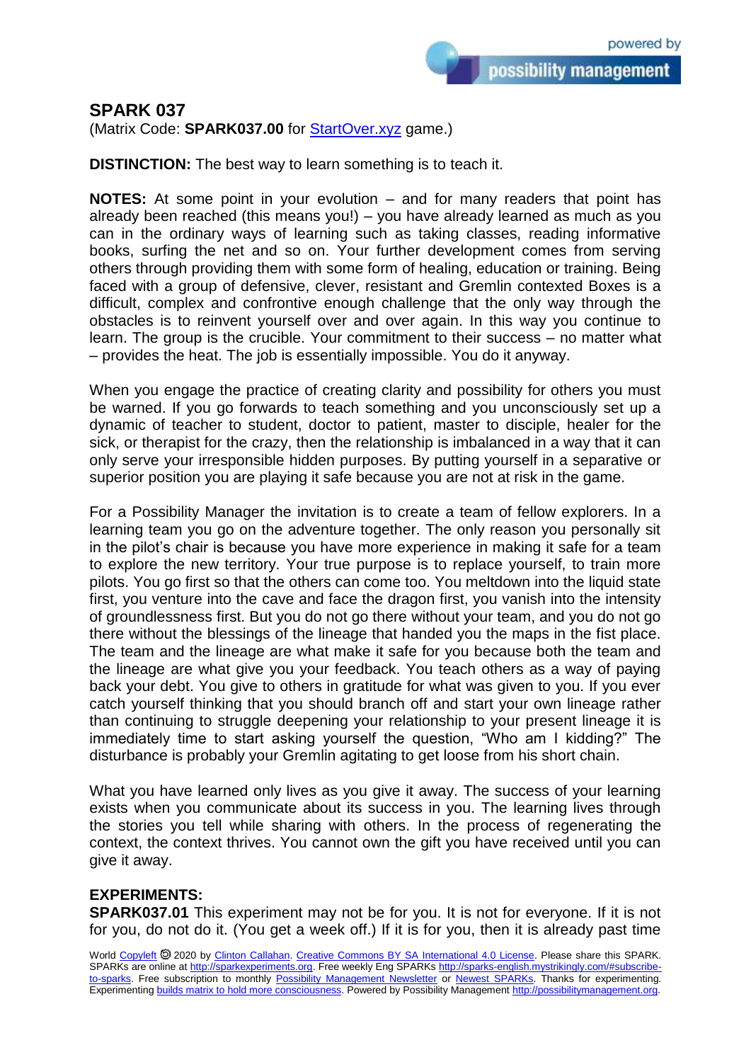## SPARK 037

(Matrix Code: **SPARK037.00** for StartOver.xyz game.)

**DISTINCTION:** The best way to learn something is to teach it.

**NOTES:** At some point in your evolution – and for many readers that point has already been reached (this means you!) – you have already learned as much as you can in the ordinary ways of learning such as taking classes, reading informative books, surfing the net and so on. Your further development comes from serving others through providing them with some form of healing, education or training. Being faced with a group of defensive, clever, resistant and Gremlin contexted Boxes is a difficult, complex and confrontive enough challenge that the only way through the obstacles is to reinvent yourself over and over again. In this way you continue to learn. The group is the crucible. Your commitment to their success – no matter what – provides the heat. The job is essentially impossible. You do it anyway.

When you engage the practice of creating clarity and possibility for others you must be warned. If you go forwards to teach something and you unconsciously set up a dynamic of teacher to student, doctor to patient, master to disciple, healer for the sick, or therapist for the crazy, then the relationship is imbalanced in a way that it can only serve your irresponsible hidden purposes. By putting yourself in a separative or superior position you are playing it safe because you are not at risk in the game.

For a Possibility Manager the invitation is to create a team of fellow explorers. In a learning team you go on the adventure together. The only reason you personally sit in the pilot's chair is because you have more experience in making it safe for a team to explore the new territory. Your true purpose is to replace yourself, to train more pilots. You go first so that the others can come too. You meltdown into the liquid state first, you venture into the cave and face the dragon first, you vanish into the intensity of groundlessness first. But you do not go there without your team, and you do not go there without the blessings of the lineage that handed you the maps in the fist place. The team and the lineage are what make it safe for you because both the team and the lineage are what give you your feedback. You teach others as a way of paying back your debt. You give to others in gratitude for what was given to you. If you ever catch yourself thinking that you should branch off and start your own lineage rather than continuing to struggle deepening your relationship to your present lineage it is immediately time to start asking yourself the question, "Who am I kidding?" The disturbance is probably your Gremlin agitating to get loose from his short chain.

What you have learned only lives as you give it away. The success of your learning exists when you communicate about its success in you. The learning lives through the stories you tell while sharing with others. In the process of regenerating the context, the context thrives. You cannot own the gift you have received until you can give it away.

**EXPERIMENTS:**

**SPARK037.01** This experiment may not be for you. It is not for everyone. If it is not for you, do not do it. (You get a week off.) If it is for you, then it is already past time

World Copyleft 🄯 2020 by Clinton Callahan. Creative Commons BY SA International 4.0 License. Please share this SPARK. SPARKs are online at http://sparkexperiments.org. Free weekly Eng SPARKs http://sparks-english.mystrikingly.com/#subscribe-to-sparks. Free subscription to monthly Possibility Management Newsletter or Newest SPARKs. Thanks for experimenting. Experimenting builds matrix to hold more consciousness. Powered by Possibility Management http://possibilitymanagement.org.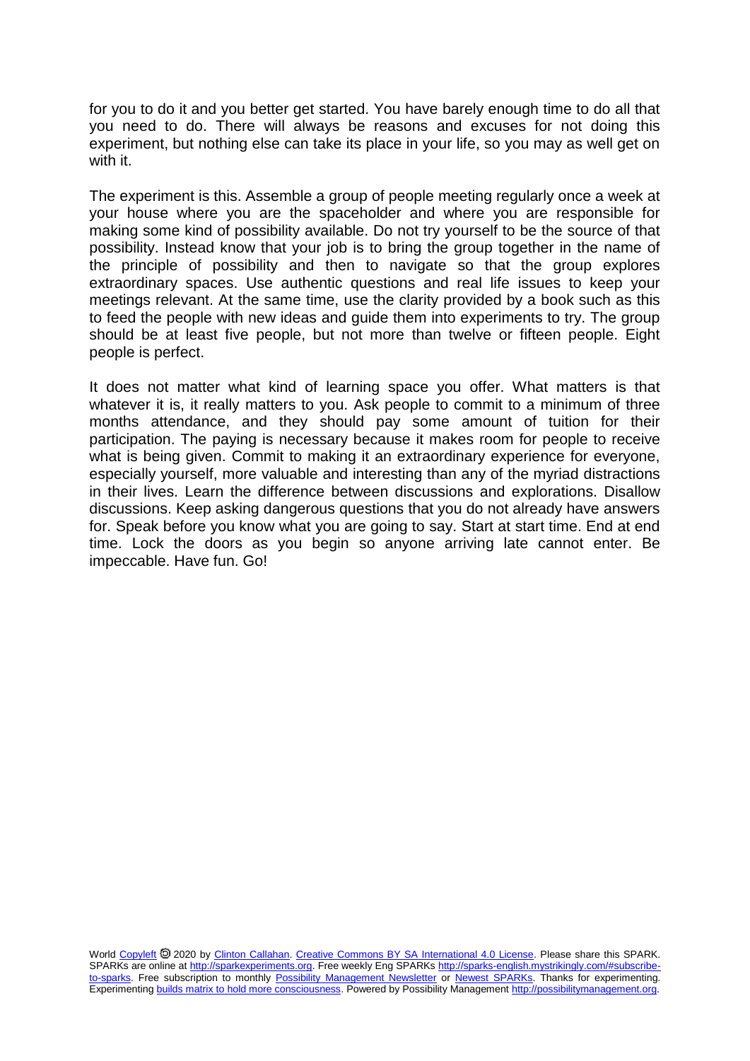for you to do it and you better get started. You have barely enough time to do all that you need to do. There will always be reasons and excuses for not doing this experiment, but nothing else can take its place in your life, so you may as well get on with it.

The experiment is this. Assemble a group of people meeting regularly once a week at your house where you are the spaceholder and where you are responsible for making some kind of possibility available. Do not try yourself to be the source of that possibility. Instead know that your job is to bring the group together in the name of the principle of possibility and then to navigate so that the group explores extraordinary spaces. Use authentic questions and real life issues to keep your meetings relevant. At the same time, use the clarity provided by a book such as this to feed the people with new ideas and guide them into experiments to try. The group should be at least five people, but not more than twelve or fifteen people. Eight people is perfect.

It does not matter what kind of learning space you offer. What matters is that whatever it is, it really matters to you. Ask people to commit to a minimum of three months attendance, and they should pay some amount of tuition for their participation. The paying is necessary because it makes room for people to receive what is being given. Commit to making it an extraordinary experience for everyone, especially yourself, more valuable and interesting than any of the myriad distractions in their lives. Learn the difference between discussions and explorations. Disallow discussions. Keep asking dangerous questions that you do not already have answers for. Speak before you know what you are going to say. Start at start time. End at end time. Lock the doors as you begin so anyone arriving late cannot enter. Be impeccable. Have fun. Go!